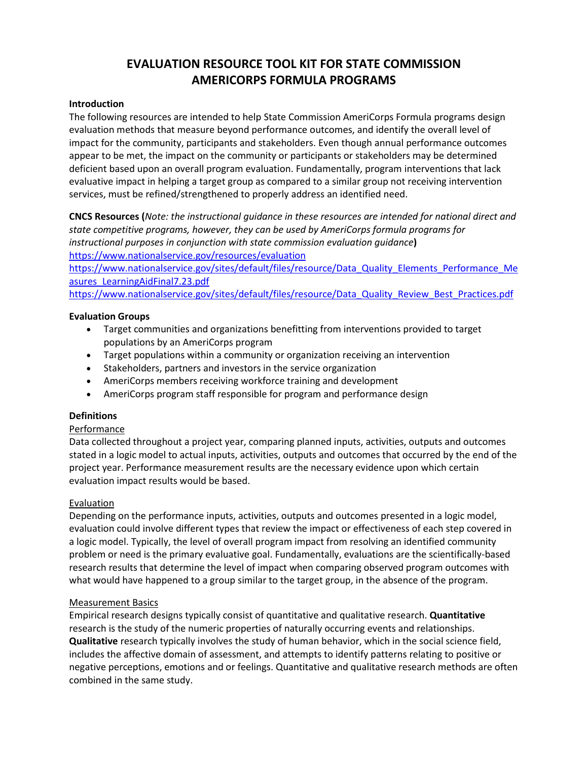# EVALUATION RESOURCE TOOL KIT FOR STATE COMMISSION AMERICORPS FORMULA PROGRAMS

**Introduction**

The following resources are intended to help State Commission AmeriCorps Formula programs design evaluation methods that measure beyond performance outcomes, and identify the overall level of impact for the community, participants and stakeholders. Even though annual performance outcomes appear to be met, the impact on the community or participants or stakeholders may be determined deficient based upon an overall program evaluation. Fundamentally, program interventions that lack evaluative impact in helping a target group as compared to a similar group not receiving intervention services, must be refined/strengthened to properly address an identified need.

**CNCS Resources (***Note: the instructional guidance in these resources are intended for national direct and state competitive programs, however, they can be used by AmeriCorps formula programs for instructional purposes in conjunction with state commission evaluation guidance***)**

https://www.nationalservice.gov/resources/evaluation

https://www.nationalservice.gov/sites/default/files/resource/Data_Quality_Elements_Performance_Measures_LearningAidFinal7.23.pdf

https://www.nationalservice.gov/sites/default/files/resource/Data_Quality_Review_Best_Practices.pdf

**Evaluation Groups**

- Target communities and organizations benefitting from interventions provided to target populations by an AmeriCorps program
- Target populations within a community or organization receiving an intervention
- Stakeholders, partners and investors in the service organization
- AmeriCorps members receiving workforce training and development
- AmeriCorps program staff responsible for program and performance design

**Definitions**

Performance

Data collected throughout a project year, comparing planned inputs, activities, outputs and outcomes stated in a logic model to actual inputs, activities, outputs and outcomes that occurred by the end of the project year. Performance measurement results are the necessary evidence upon which certain evaluation impact results would be based.

Evaluation

Depending on the performance inputs, activities, outputs and outcomes presented in a logic model, evaluation could involve different types that review the impact or effectiveness of each step covered in a logic model. Typically, the level of overall program impact from resolving an identified community problem or need is the primary evaluative goal. Fundamentally, evaluations are the scientifically-based research results that determine the level of impact when comparing observed program outcomes with what would have happened to a group similar to the target group, in the absence of the program.

Measurement Basics

Empirical research designs typically consist of quantitative and qualitative research. **Quantitative** research is the study of the numeric properties of naturally occurring events and relationships. **Qualitative** research typically involves the study of human behavior, which in the social science field, includes the affective domain of assessment, and attempts to identify patterns relating to positive or negative perceptions, emotions and or feelings. Quantitative and qualitative research methods are often combined in the same study.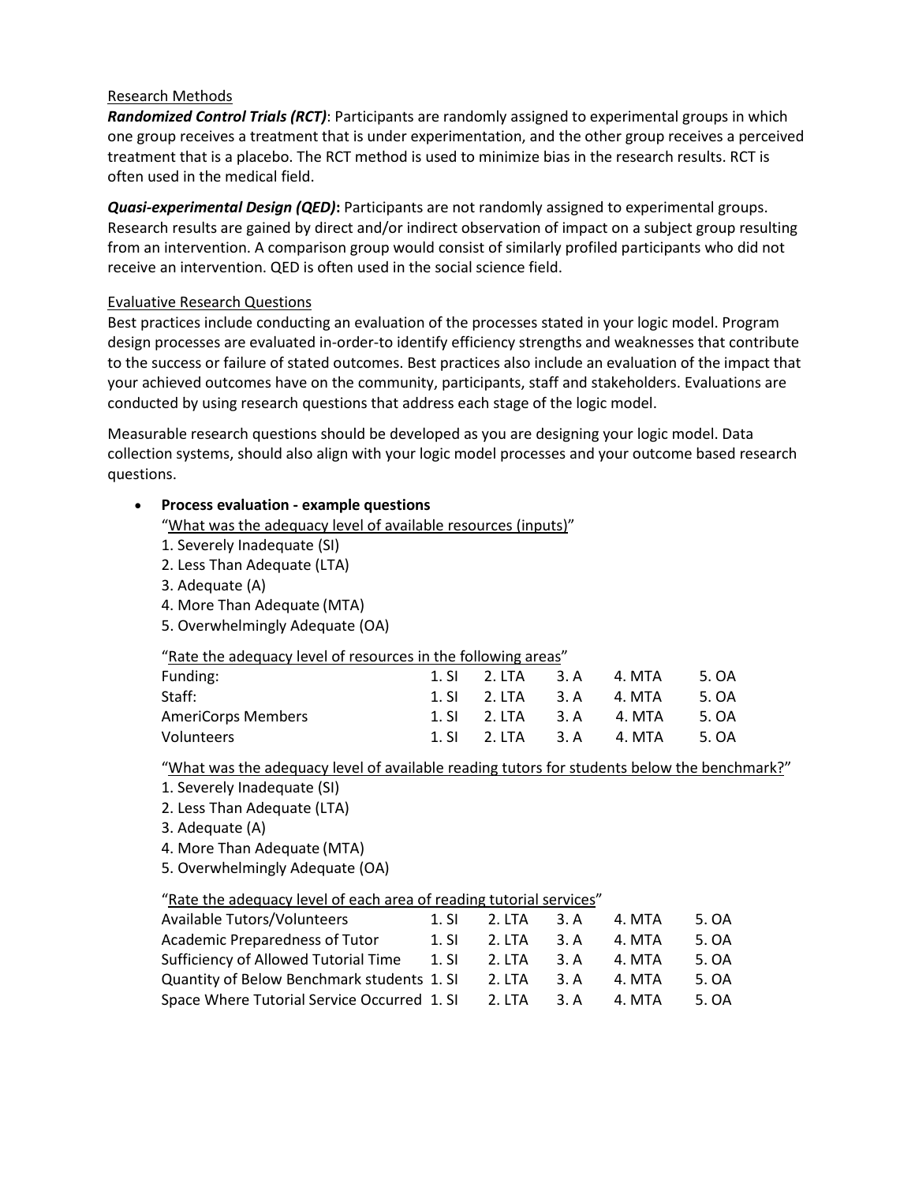<u>Research Methods</u>

***Randomized Control Trials (RCT)***: Participants are randomly assigned to experimental groups in which one group receives a treatment that is under experimentation, and the other group receives a perceived treatment that is a placebo. The RCT method is used to minimize bias in the research results. RCT is often used in the medical field.

***Quasi-experimental Design (QED)*****:** Participants are not randomly assigned to experimental groups. Research results are gained by direct and/or indirect observation of impact on a subject group resulting from an intervention. A comparison group would consist of similarly profiled participants who did not receive an intervention. QED is often used in the social science field.

<u>Evaluative Research Questions</u>

Best practices include conducting an evaluation of the processes stated in your logic model. Program design processes are evaluated in-order-to identify efficiency strengths and weaknesses that contribute to the success or failure of stated outcomes. Best practices also include an evaluation of the impact that your achieved outcomes have on the community, participants, staff and stakeholders. Evaluations are conducted by using research questions that address each stage of the logic model.

Measurable research questions should be developed as you are designing your logic model. Data collection systems, should also align with your logic model processes and your outcome based research questions.

- **Process evaluation - example questions**

  "<u>What was the adequacy level of available resources (inputs)</u>"

  1. Severely Inadequate (SI)
  2. Less Than Adequate (LTA)
  3. Adequate (A)
  4. More Than Adequate (MTA)
  5. Overwhelmingly Adequate (OA)

  "<u>Rate the adequacy level of resources in the following areas</u>"

  | | | | | | |
  |---|---|---|---|---|---|
  | Funding: | 1. SI | 2. LTA | 3. A | 4. MTA | 5. OA |
  | Staff: | 1. SI | 2. LTA | 3. A | 4. MTA | 5. OA |
  | AmeriCorps Members | 1. SI | 2. LTA | 3. A | 4. MTA | 5. OA |
  | Volunteers | 1. SI | 2. LTA | 3. A | 4. MTA | 5. OA |

  "<u>What was the adequacy level of available reading tutors for students below the benchmark?</u>"

  1. Severely Inadequate (SI)
  2. Less Than Adequate (LTA)
  3. Adequate (A)
  4. More Than Adequate (MTA)
  5. Overwhelmingly Adequate (OA)

  "<u>Rate the adequacy level of each area of reading tutorial services</u>"

  | | | | | | |
  |---|---|---|---|---|---|
  | Available Tutors/Volunteers | 1. SI | 2. LTA | 3. A | 4. MTA | 5. OA |
  | Academic Preparedness of Tutor | 1. SI | 2. LTA | 3. A | 4. MTA | 5. OA |
  | Sufficiency of Allowed Tutorial Time | 1. SI | 2. LTA | 3. A | 4. MTA | 5. OA |
  | Quantity of Below Benchmark students | 1. SI | 2. LTA | 3. A | 4. MTA | 5. OA |
  | Space Where Tutorial Service Occurred | 1. SI | 2. LTA | 3. A | 4. MTA | 5. OA |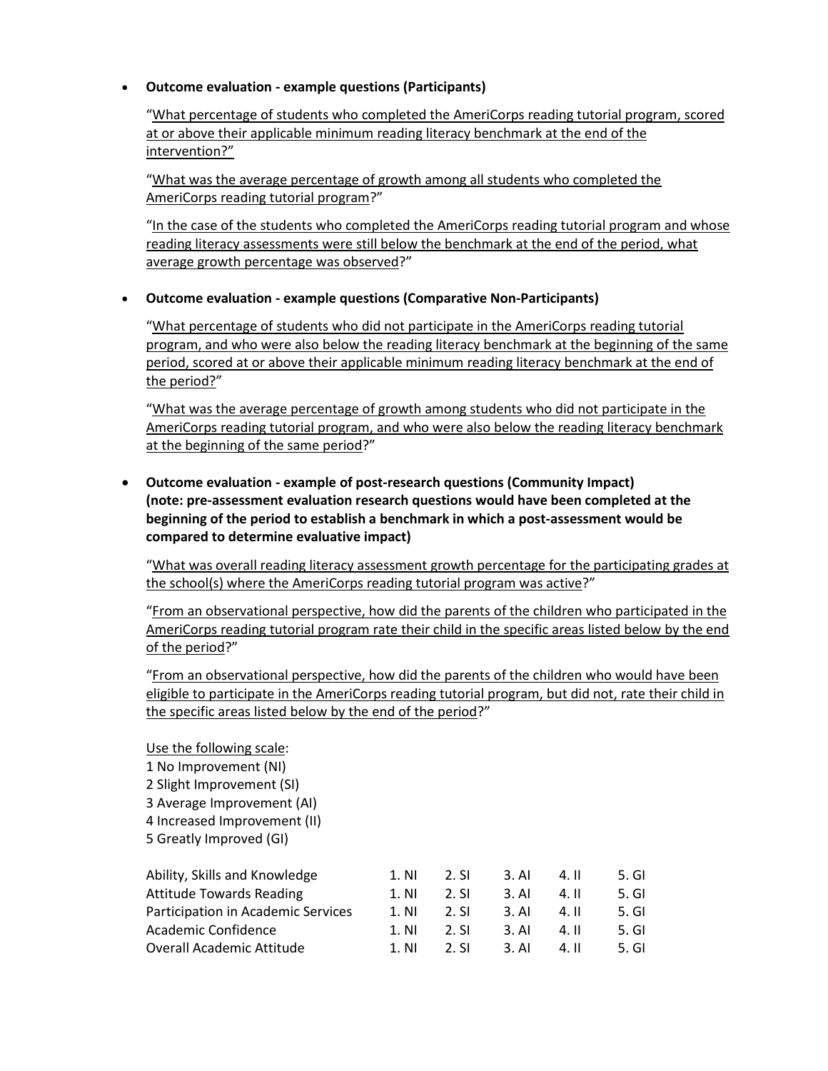- **Outcome evaluation - example questions (Participants)**

  "What percentage of students who completed the AmeriCorps reading tutorial program, scored at or above their applicable minimum reading literacy benchmark at the end of the intervention?"

  "What was the average percentage of growth among all students who completed the AmeriCorps reading tutorial program?"

  "In the case of the students who completed the AmeriCorps reading tutorial program and whose reading literacy assessments were still below the benchmark at the end of the period, what average growth percentage was observed?"

- **Outcome evaluation - example questions (Comparative Non-Participants)**

  "What percentage of students who did not participate in the AmeriCorps reading tutorial program, and who were also below the reading literacy benchmark at the beginning of the same period, scored at or above their applicable minimum reading literacy benchmark at the end of the period?"

  "What was the average percentage of growth among students who did not participate in the AmeriCorps reading tutorial program, and who were also below the reading literacy benchmark at the beginning of the same period?"

- **Outcome evaluation - example of post-research questions (Community Impact) (note: pre-assessment evaluation research questions would have been completed at the beginning of the period to establish a benchmark in which a post-assessment would be compared to determine evaluative impact)**

  "What was overall reading literacy assessment growth percentage for the participating grades at the school(s) where the AmeriCorps reading tutorial program was active?"

  "From an observational perspective, how did the parents of the children who participated in the AmeriCorps reading tutorial program rate their child in the specific areas listed below by the end of the period?"

  "From an observational perspective, how did the parents of the children who would have been eligible to participate in the AmeriCorps reading tutorial program, but did not, rate their child in the specific areas listed below by the end of the period?"

  Use the following scale:
  1 No Improvement (NI)
  2 Slight Improvement (SI)
  3 Average Improvement (AI)
  4 Increased Improvement (II)
  5 Greatly Improved (GI)

| | | | | | |
|---|---|---|---|---|---|
| Ability, Skills and Knowledge | 1. NI | 2. SI | 3. AI | 4. II | 5. GI |
| Attitude Towards Reading | 1. NI | 2. SI | 3. AI | 4. II | 5. GI |
| Participation in Academic Services | 1. NI | 2. SI | 3. AI | 4. II | 5. GI |
| Academic Confidence | 1. NI | 2. SI | 3. AI | 4. II | 5. GI |
| Overall Academic Attitude | 1. NI | 2. SI | 3. AI | 4. II | 5. GI |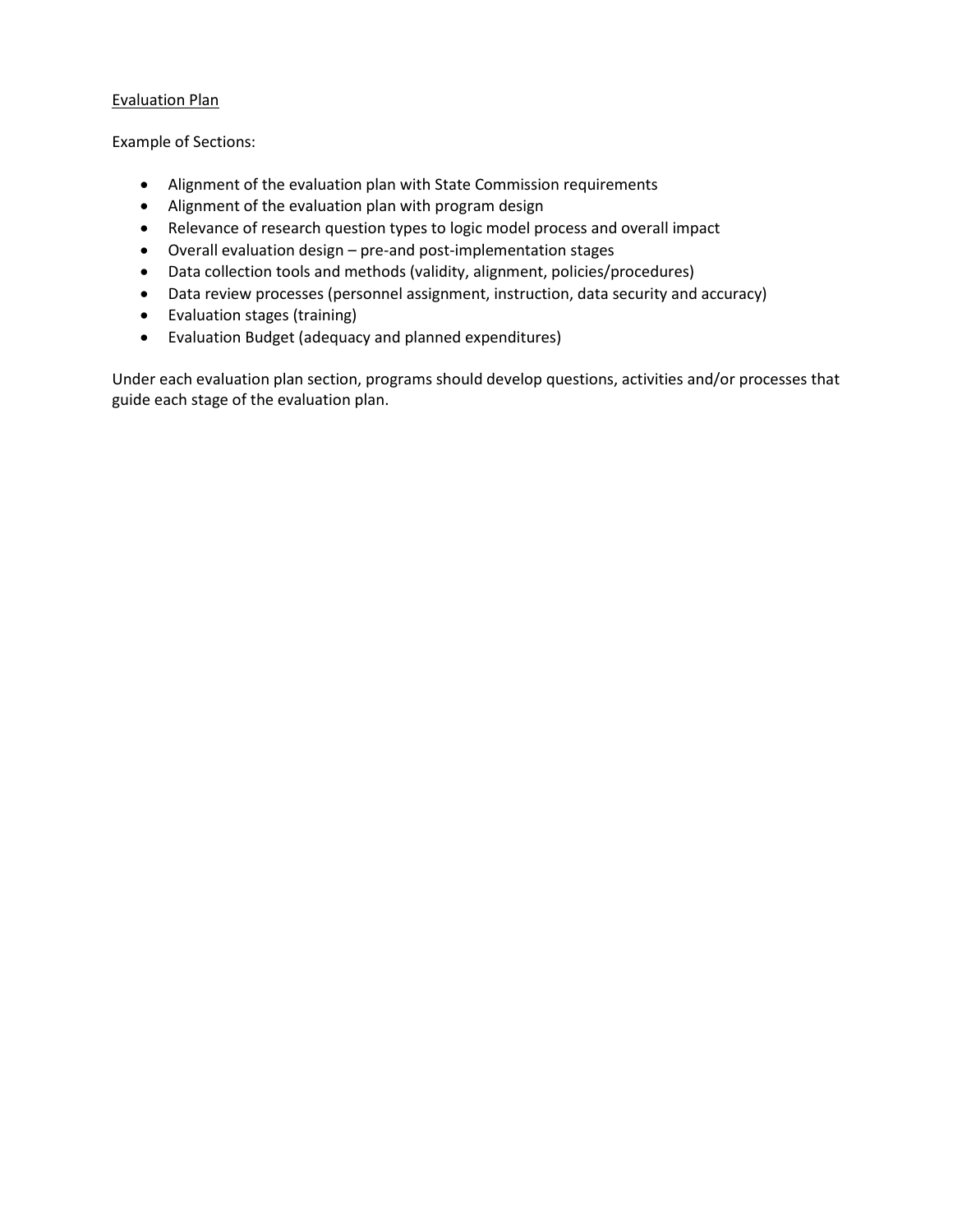<u>Evaluation Plan</u>

Example of Sections:

- Alignment of the evaluation plan with State Commission requirements
- Alignment of the evaluation plan with program design
- Relevance of research question types to logic model process and overall impact
- Overall evaluation design – pre-and post-implementation stages
- Data collection tools and methods (validity, alignment, policies/procedures)
- Data review processes (personnel assignment, instruction, data security and accuracy)
- Evaluation stages (training)
- Evaluation Budget (adequacy and planned expenditures)

Under each evaluation plan section, programs should develop questions, activities and/or processes that guide each stage of the evaluation plan.